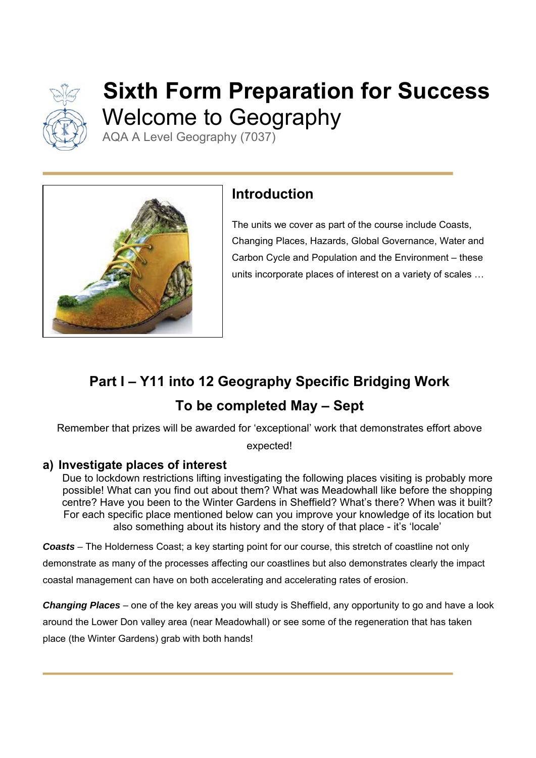# Sixth Form Preparation for Success

## Welcome to Geography

AQA A Level Geography (7037)

## Introduction

The units we cover as part of the course include Coasts, Changing Places, Hazards, Global Governance, Water and Carbon Cycle and Population and the Environment – these units incorporate places of interest on a variety of scales …

## Part I – Y11 into 12 Geography Specific Bridging Work

## To be completed May – Sept

Remember that prizes will be awarded for 'exceptional' work that demonstrates effort above expected!

### a) Investigate places of interest

Due to lockdown restrictions lifting investigating the following places visiting is probably more possible! What can you find out about them? What was Meadowhall like before the shopping centre? Have you been to the Winter Gardens in Sheffield? What's there? When was it built? For each specific place mentioned below can you improve your knowledge of its location but also something about its history and the story of that place - it's 'locale'

***Coasts*** – The Holderness Coast; a key starting point for our course, this stretch of coastline not only demonstrate as many of the processes affecting our coastlines but also demonstrates clearly the impact coastal management can have on both accelerating and accelerating rates of erosion.

***Changing Places*** – one of the key areas you will study is Sheffield, any opportunity to go and have a look around the Lower Don valley area (near Meadowhall) or see some of the regeneration that has taken place (the Winter Gardens) grab with both hands!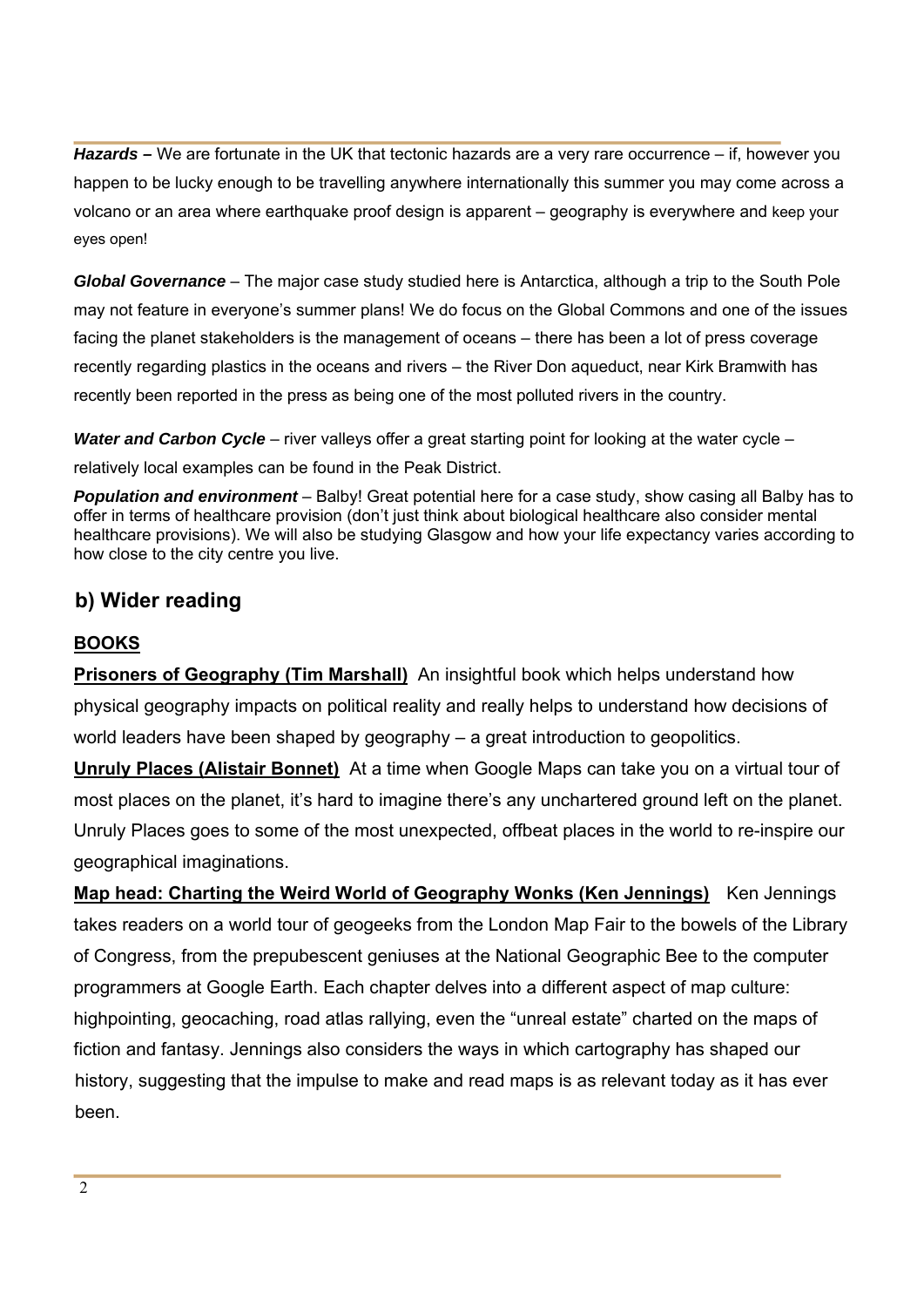***Hazards –*** We are fortunate in the UK that tectonic hazards are a very rare occurrence – if, however you happen to be lucky enough to be travelling anywhere internationally this summer you may come across a volcano or an area where earthquake proof design is apparent – geography is everywhere and keep your eyes open!

***Global Governance*** – The major case study studied here is Antarctica, although a trip to the South Pole may not feature in everyone's summer plans! We do focus on the Global Commons and one of the issues facing the planet stakeholders is the management of oceans – there has been a lot of press coverage recently regarding plastics in the oceans and rivers – the River Don aqueduct, near Kirk Bramwith has recently been reported in the press as being one of the most polluted rivers in the country.

***Water and Carbon Cycle*** – river valleys offer a great starting point for looking at the water cycle – relatively local examples can be found in the Peak District.

***Population and environment*** – Balby! Great potential here for a case study, show casing all Balby has to offer in terms of healthcare provision (don't just think about biological healthcare also consider mental healthcare provisions). We will also be studying Glasgow and how your life expectancy varies according to how close to the city centre you live.

## b) Wider reading

### BOOKS

**Prisoners of Geography (Tim Marshall)** An insightful book which helps understand how physical geography impacts on political reality and really helps to understand how decisions of world leaders have been shaped by geography – a great introduction to geopolitics.

**Unruly Places (Alistair Bonnet)** At a time when Google Maps can take you on a virtual tour of most places on the planet, it's hard to imagine there's any unchartered ground left on the planet. Unruly Places goes to some of the most unexpected, offbeat places in the world to re-inspire our geographical imaginations.

**Map head: Charting the Weird World of Geography Wonks (Ken Jennings)** Ken Jennings takes readers on a world tour of geogeeks from the London Map Fair to the bowels of the Library of Congress, from the prepubescent geniuses at the National Geographic Bee to the computer programmers at Google Earth. Each chapter delves into a different aspect of map culture: highpointing, geocaching, road atlas rallying, even the "unreal estate" charted on the maps of fiction and fantasy. Jennings also considers the ways in which cartography has shaped our history, suggesting that the impulse to make and read maps is as relevant today as it has ever been.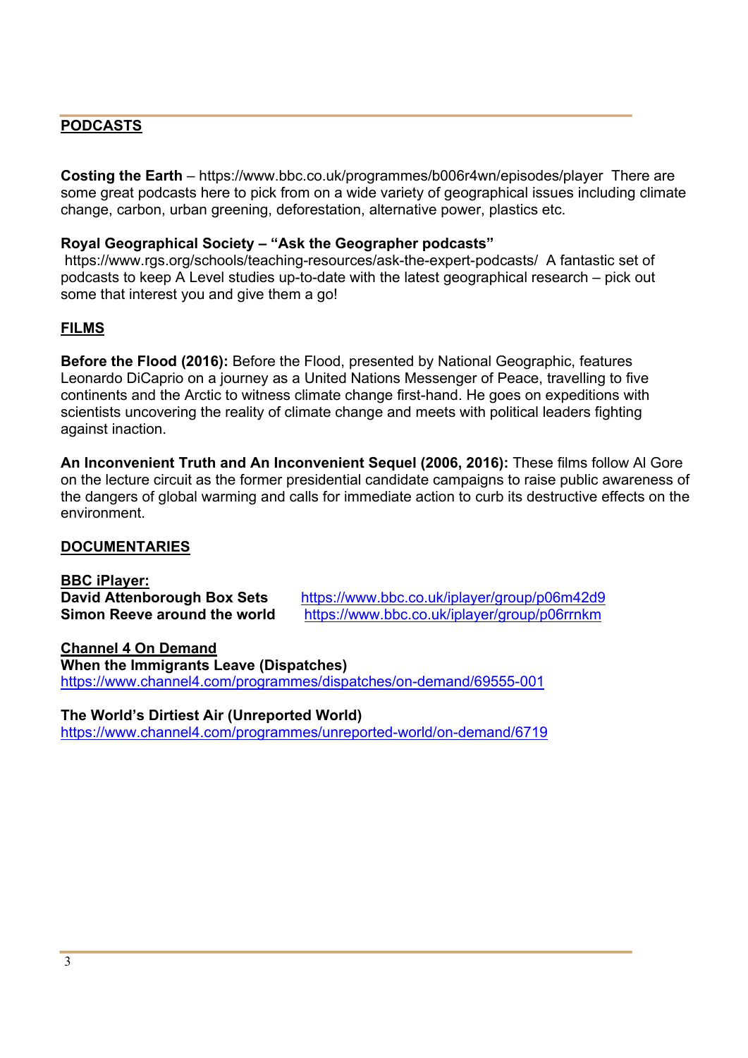## PODCASTS

**Costing the Earth** – https://www.bbc.co.uk/programmes/b006r4wn/episodes/player There are some great podcasts here to pick from on a wide variety of geographical issues including climate change, carbon, urban greening, deforestation, alternative power, plastics etc.

**Royal Geographical Society – "Ask the Geographer podcasts"**
https://www.rgs.org/schools/teaching-resources/ask-the-expert-podcasts/ A fantastic set of podcasts to keep A Level studies up-to-date with the latest geographical research – pick out some that interest you and give them a go!

## FILMS

**Before the Flood (2016):** Before the Flood, presented by National Geographic, features Leonardo DiCaprio on a journey as a United Nations Messenger of Peace, travelling to five continents and the Arctic to witness climate change first-hand. He goes on expeditions with scientists uncovering the reality of climate change and meets with political leaders fighting against inaction.

**An Inconvenient Truth and An Inconvenient Sequel (2006, 2016):** These films follow Al Gore on the lecture circuit as the former presidential candidate campaigns to raise public awareness of the dangers of global warming and calls for immediate action to curb its destructive effects on the environment.

## DOCUMENTARIES

**BBC iPlayer:**

**David Attenborough Box Sets** https://www.bbc.co.uk/iplayer/group/p06m42d9
**Simon Reeve around the world** https://www.bbc.co.uk/iplayer/group/p06rrnkm

**Channel 4 On Demand**

**When the Immigrants Leave (Dispatches)**
https://www.channel4.com/programmes/dispatches/on-demand/69555-001

**The World's Dirtiest Air (Unreported World)**
https://www.channel4.com/programmes/unreported-world/on-demand/6719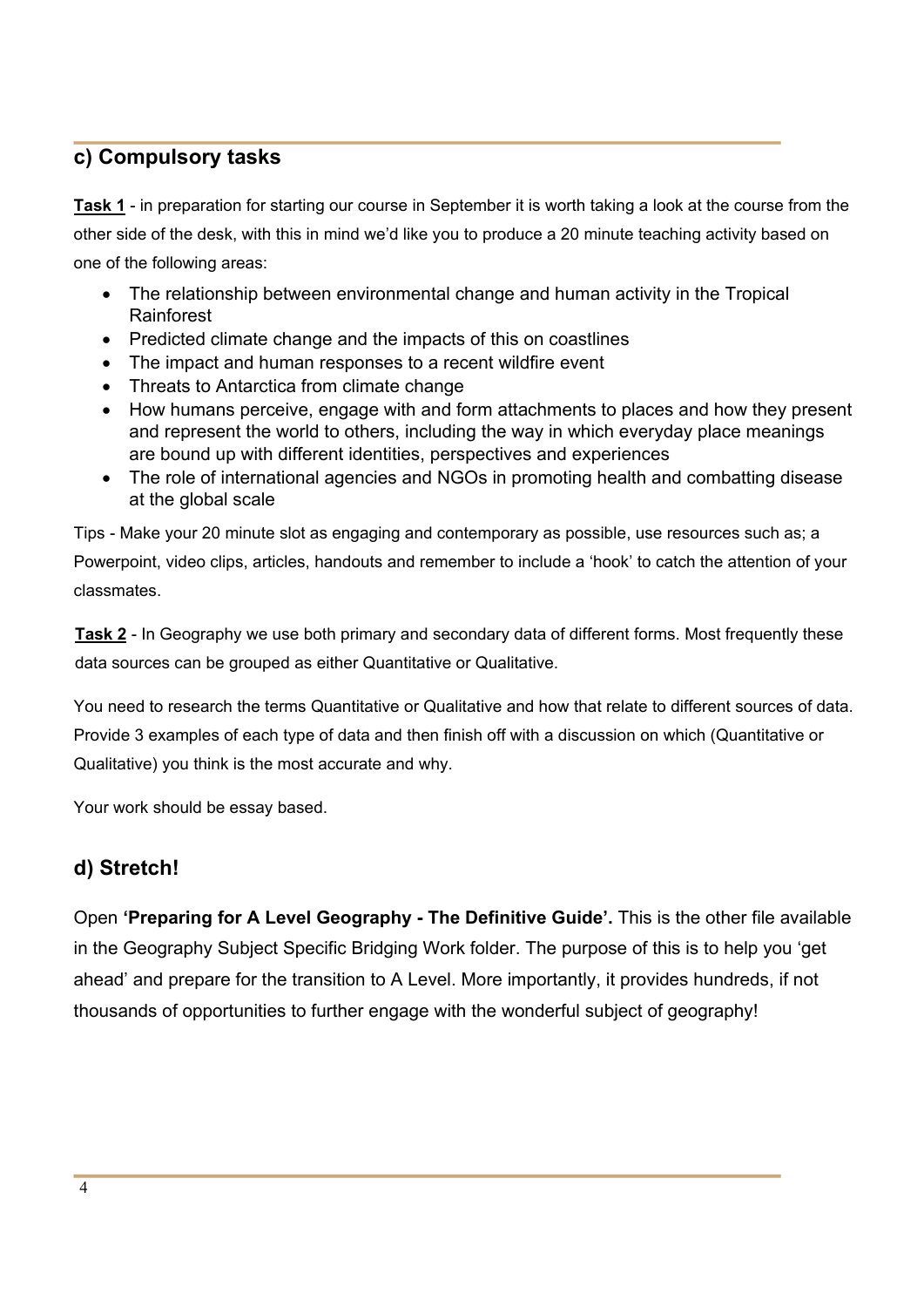## c) Compulsory tasks

**Task 1** - in preparation for starting our course in September it is worth taking a look at the course from the other side of the desk, with this in mind we'd like you to produce a 20 minute teaching activity based on one of the following areas:

- The relationship between environmental change and human activity in the Tropical Rainforest
- Predicted climate change and the impacts of this on coastlines
- The impact and human responses to a recent wildfire event
- Threats to Antarctica from climate change
- How humans perceive, engage with and form attachments to places and how they present and represent the world to others, including the way in which everyday place meanings are bound up with different identities, perspectives and experiences
- The role of international agencies and NGOs in promoting health and combatting disease at the global scale

Tips - Make your 20 minute slot as engaging and contemporary as possible, use resources such as; a Powerpoint, video clips, articles, handouts and remember to include a 'hook' to catch the attention of your classmates.

**Task 2** - In Geography we use both primary and secondary data of different forms. Most frequently these data sources can be grouped as either Quantitative or Qualitative.

You need to research the terms Quantitative or Qualitative and how that relate to different sources of data. Provide 3 examples of each type of data and then finish off with a discussion on which (Quantitative or Qualitative) you think is the most accurate and why.

Your work should be essay based.

## d) Stretch!

Open **'Preparing for A Level Geography - The Definitive Guide'.** This is the other file available in the Geography Subject Specific Bridging Work folder. The purpose of this is to help you 'get ahead' and prepare for the transition to A Level. More importantly, it provides hundreds, if not thousands of opportunities to further engage with the wonderful subject of geography!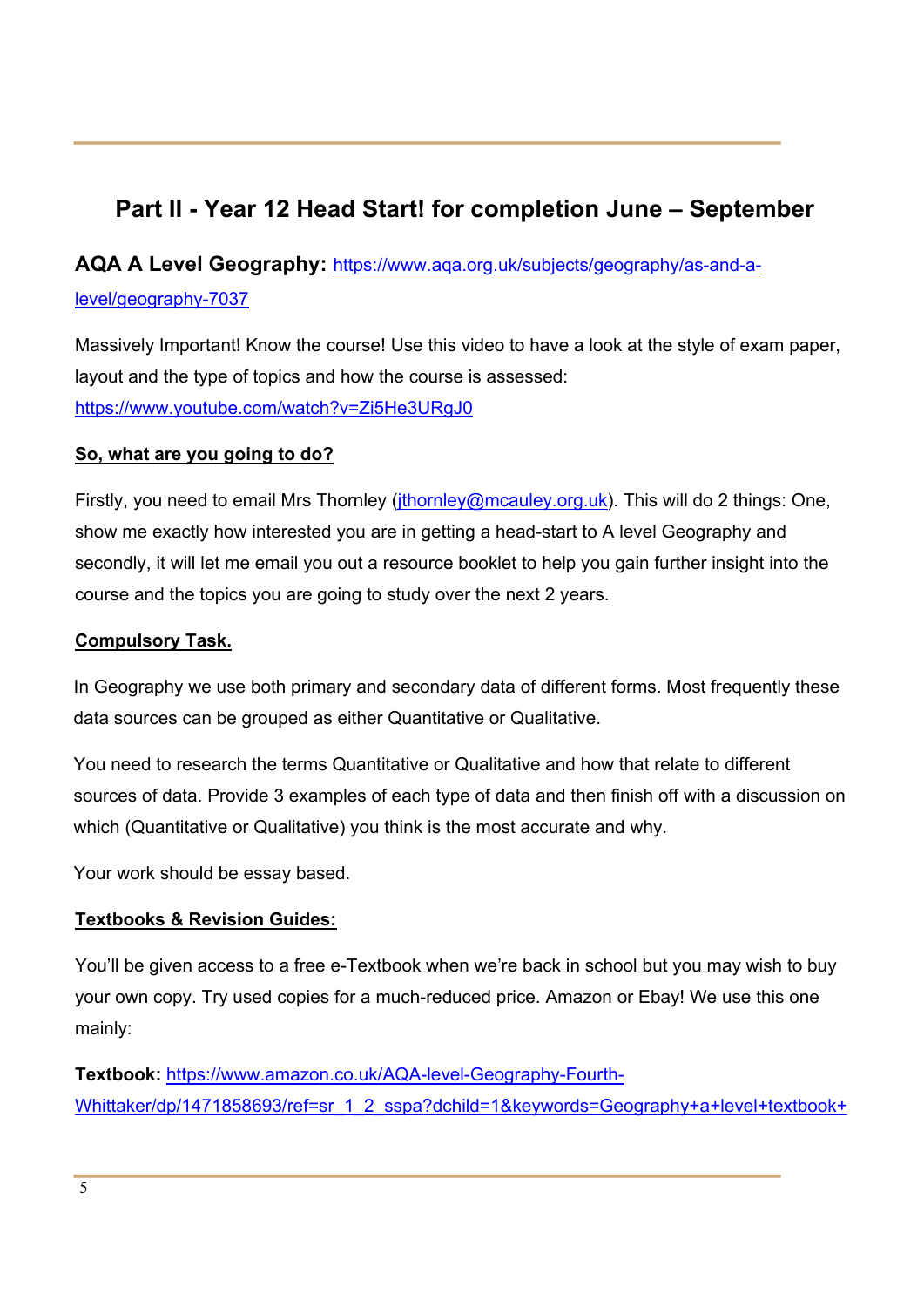## Part II - Year 12 Head Start! for completion June – September

**AQA A Level Geography:** https://www.aqa.org.uk/subjects/geography/as-and-a-level/geography-7037

Massively Important! Know the course! Use this video to have a look at the style of exam paper, layout and the type of topics and how the course is assessed: https://www.youtube.com/watch?v=Zi5He3URgJ0

**So, what are you going to do?**

Firstly, you need to email Mrs Thornley (jthornley@mcauley.org.uk). This will do 2 things: One, show me exactly how interested you are in getting a head-start to A level Geography and secondly, it will let me email you out a resource booklet to help you gain further insight into the course and the topics you are going to study over the next 2 years.

**Compulsory Task.**

In Geography we use both primary and secondary data of different forms. Most frequently these data sources can be grouped as either Quantitative or Qualitative.

You need to research the terms Quantitative or Qualitative and how that relate to different sources of data. Provide 3 examples of each type of data and then finish off with a discussion on which (Quantitative or Qualitative) you think is the most accurate and why.

Your work should be essay based.

**Textbooks & Revision Guides:**

You'll be given access to a free e-Textbook when we're back in school but you may wish to buy your own copy. Try used copies for a much-reduced price. Amazon or Ebay! We use this one mainly:

**Textbook:** https://www.amazon.co.uk/AQA-level-Geography-Fourth-Whittaker/dp/1471858693/ref=sr_1_2_sspa?dchild=1&keywords=Geography+a+level+textbook+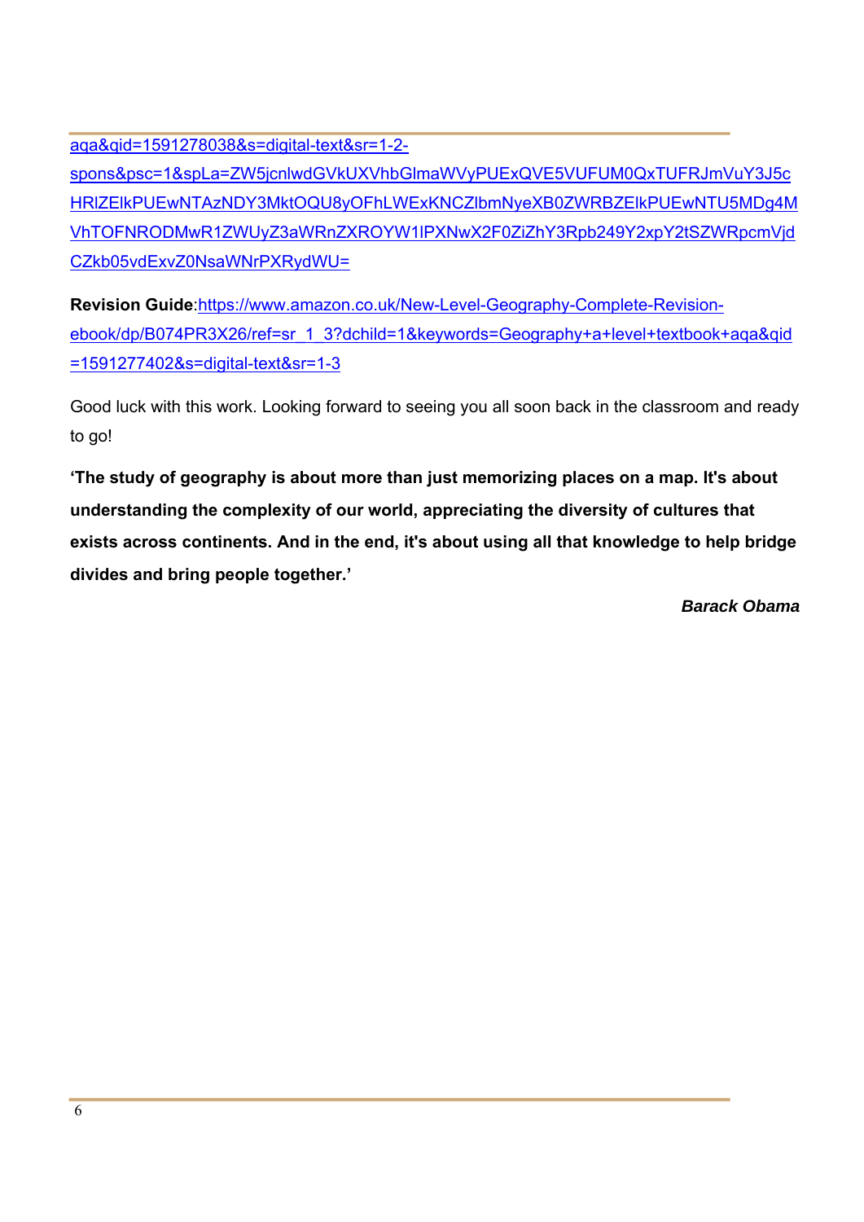aqa&qid=1591278038&s=digital-text&sr=1-2-spons&psc=1&spLa=ZW5jcnlwdGVkUXVhbGlmaWVyPUExQVE5VUFUM0QxTUFRJmVuY3J5cHRlZElkPUEwNTAzNDY3MktOQU8yOFhLWExKNCZlbmNyeXB0ZWRBZElkPUEwNTU5MDg4MVhTOFNRODMwR1ZWUyZ3aWRnZXROYW1lPXNwX2F0ZiZhY3Rpb249Y2xpY2tSZWRpcmVjdCZkb05vdExvZ0NsaWNrPXRydWU=

**Revision Guide**:https://www.amazon.co.uk/New-Level-Geography-Complete-Revision-ebook/dp/B074PR3X26/ref=sr_1_3?dchild=1&keywords=Geography+a+level+textbook+aqa&qid=1591277402&s=digital-text&sr=1-3

Good luck with this work. Looking forward to seeing you all soon back in the classroom and ready to go!

**'The study of geography is about more than just memorizing places on a map. It's about understanding the complexity of our world, appreciating the diversity of cultures that exists across continents. And in the end, it's about using all that knowledge to help bridge divides and bring people together.'**

***Barack Obama***